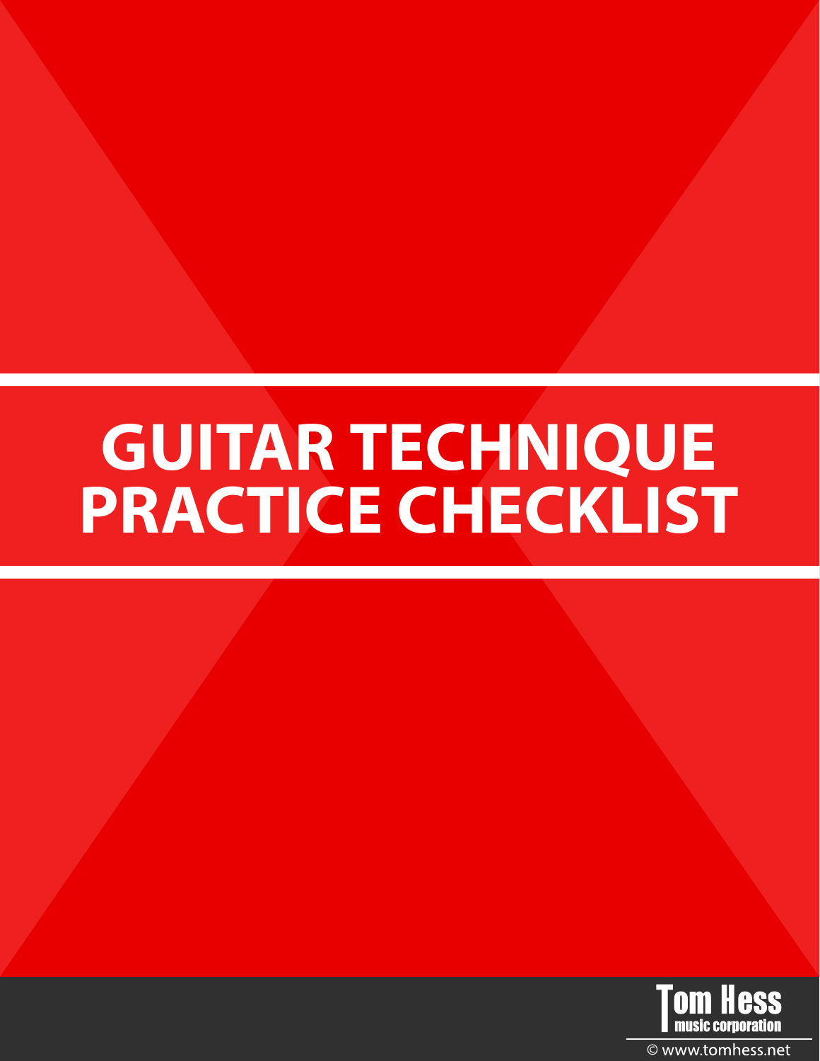# GUITAR TECHNIQUE PRACTICE CHECKLIST

Tom Hess music corporation

© www.tomhess.net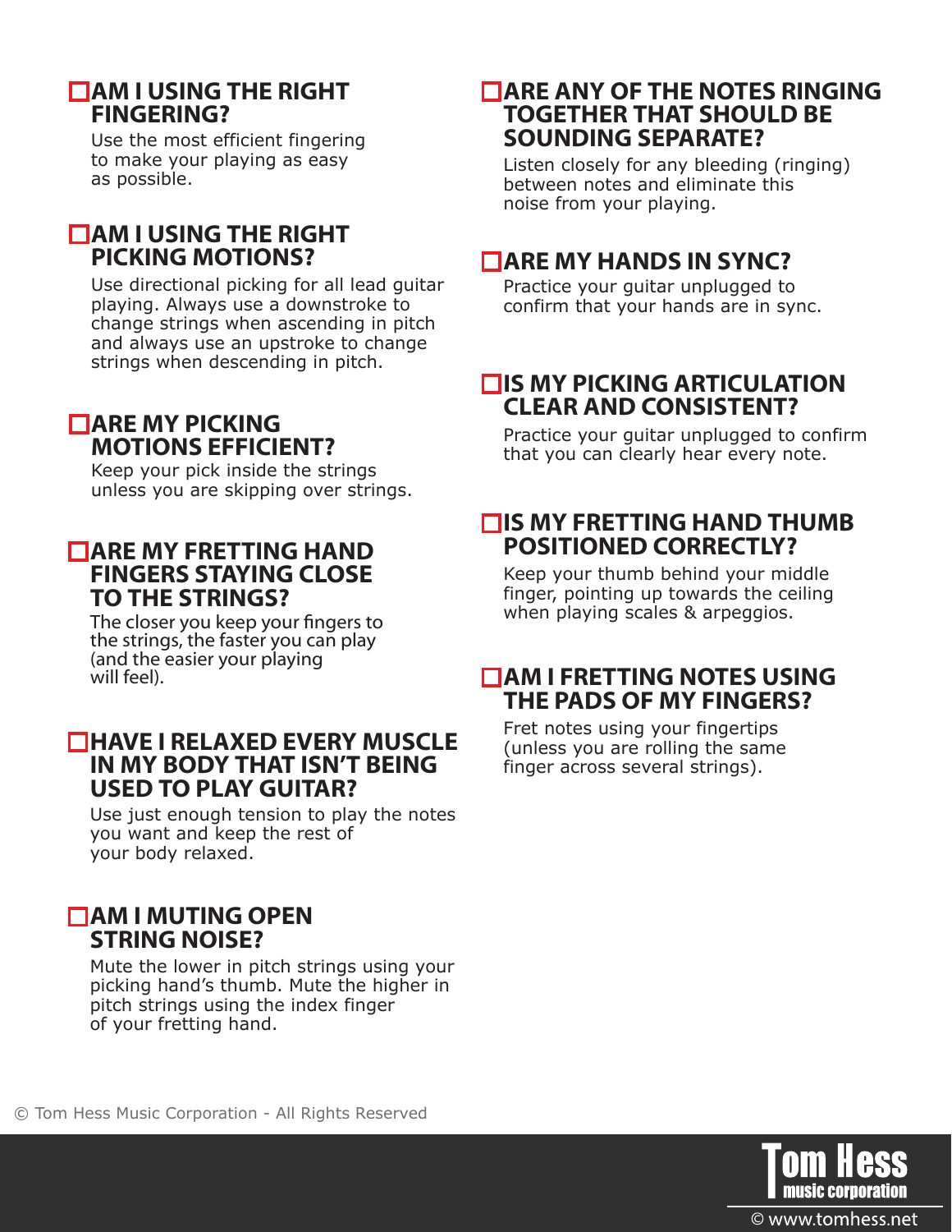### ☐ AM I USING THE RIGHT FINGERING?

Use the most efficient fingering to make your playing as easy as possible.

### ☐ AM I USING THE RIGHT PICKING MOTIONS?

Use directional picking for all lead guitar playing. Always use a downstroke to change strings when ascending in pitch and always use an upstroke to change strings when descending in pitch.

### ☐ ARE MY PICKING MOTIONS EFFICIENT?

Keep your pick inside the strings unless you are skipping over strings.

### ☐ ARE MY FRETTING HAND FINGERS STAYING CLOSE TO THE STRINGS?

The closer you keep your fingers to the strings, the faster you can play (and the easier your playing will feel).

### ☐ HAVE I RELAXED EVERY MUSCLE IN MY BODY THAT ISN'T BEING USED TO PLAY GUITAR?

Use just enough tension to play the notes you want and keep the rest of your body relaxed.

### ☐ AM I MUTING OPEN STRING NOISE?

Mute the lower in pitch strings using your picking hand's thumb. Mute the higher in pitch strings using the index finger of your fretting hand.

### ☐ ARE ANY OF THE NOTES RINGING TOGETHER THAT SHOULD BE SOUNDING SEPARATE?

Listen closely for any bleeding (ringing) between notes and eliminate this noise from your playing.

### ☐ ARE MY HANDS IN SYNC?

Practice your guitar unplugged to confirm that your hands are in sync.

### ☐ IS MY PICKING ARTICULATION CLEAR AND CONSISTENT?

Practice your guitar unplugged to confirm that you can clearly hear every note.

### ☐ IS MY FRETTING HAND THUMB POSITIONED CORRECTLY?

Keep your thumb behind your middle finger, pointing up towards the ceiling when playing scales & arpeggios.

### ☐ AM I FRETTING NOTES USING THE PADS OF MY FINGERS?

Fret notes using your fingertips (unless you are rolling the same finger across several strings).

© Tom Hess Music Corporation - All Rights Reserved

Tom Hess music corporation

© www.tomhess.net